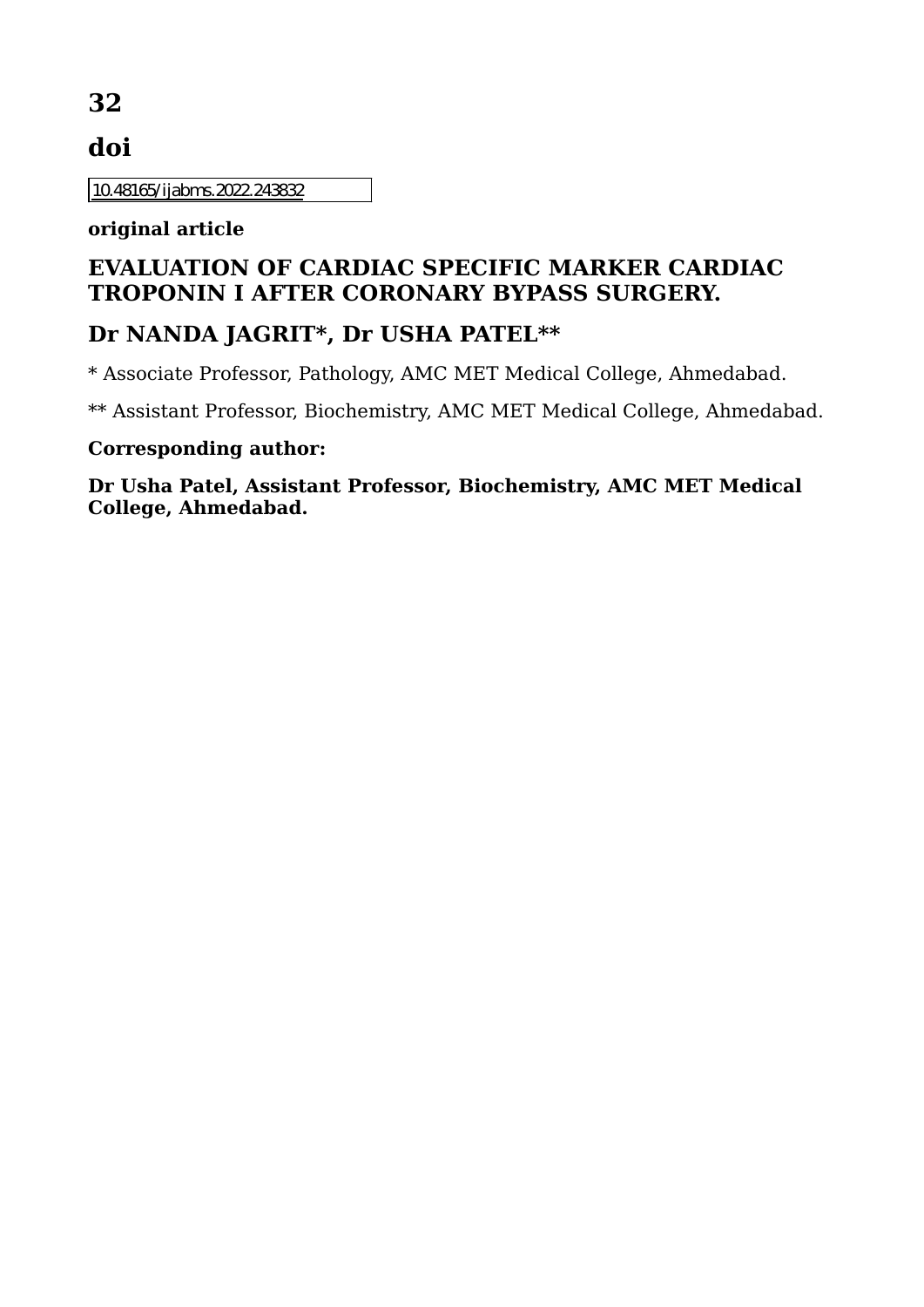# 32

## doi

10.48165/ijabms.2022.243832

**original article**

## EVALUATION OF CARDIAC SPECIFIC MARKER CARDIAC TROPONIN I AFTER CORONARY BYPASS SURGERY.

## Dr NANDA JAGRIT*, Dr USHA PATEL**

* Associate Professor, Pathology, AMC MET Medical College, Ahmedabad.

** Assistant Professor, Biochemistry, AMC MET Medical College, Ahmedabad.

**Corresponding author:**

**Dr Usha Patel, Assistant Professor, Biochemistry, AMC MET Medical College, Ahmedabad.**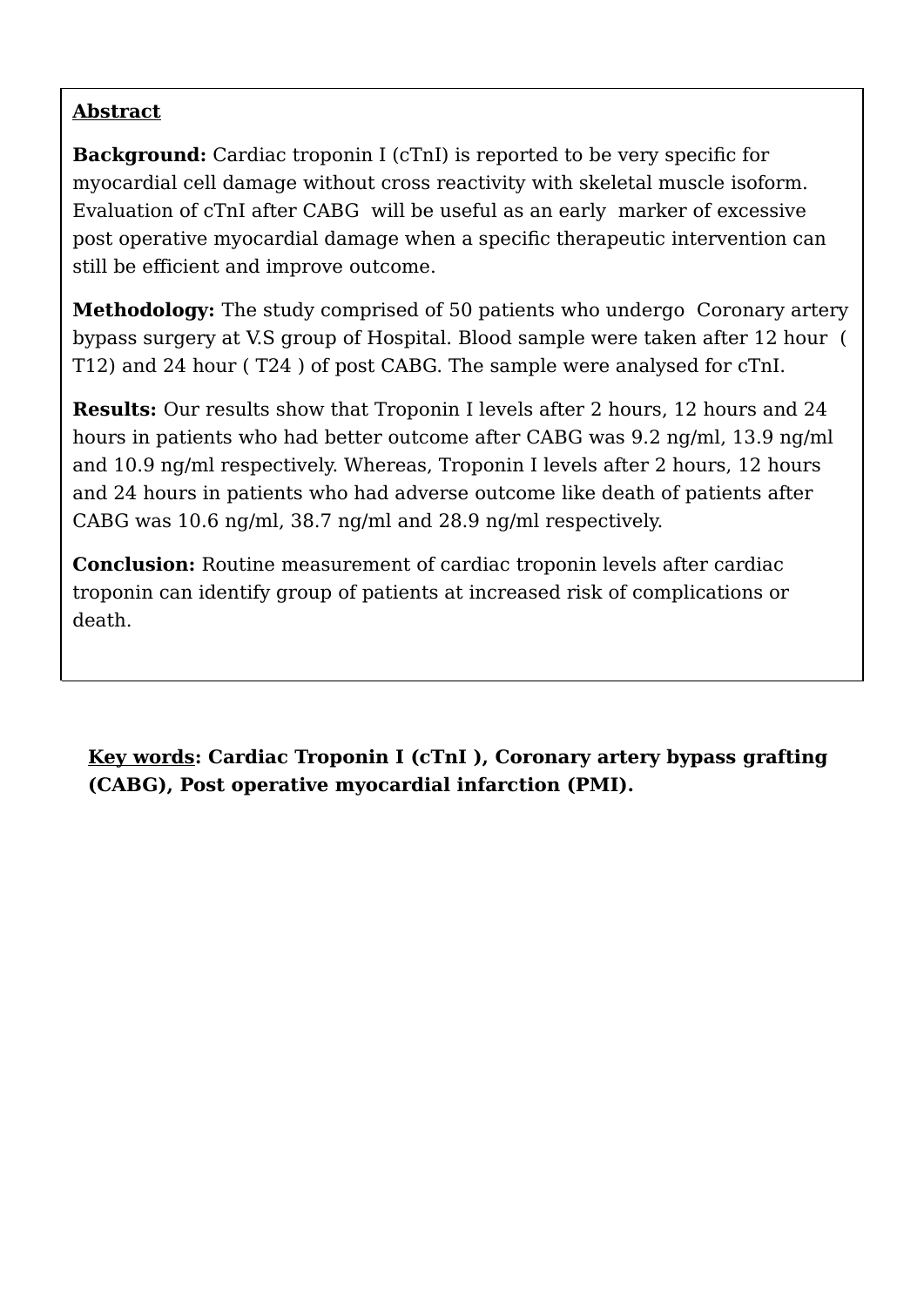**Abstract**

**Background:** Cardiac troponin I (cTnI) is reported to be very specific for myocardial cell damage without cross reactivity with skeletal muscle isoform. Evaluation of cTnI after CABG will be useful as an early marker of excessive post operative myocardial damage when a specific therapeutic intervention can still be efficient and improve outcome.

**Methodology:** The study comprised of 50 patients who undergo Coronary artery bypass surgery at V.S group of Hospital. Blood sample were taken after 12 hour ( T12) and 24 hour ( T24 ) of post CABG. The sample were analysed for cTnI.

**Results:** Our results show that Troponin I levels after 2 hours, 12 hours and 24 hours in patients who had better outcome after CABG was 9.2 ng/ml, 13.9 ng/ml and 10.9 ng/ml respectively. Whereas, Troponin I levels after 2 hours, 12 hours and 24 hours in patients who had adverse outcome like death of patients after CABG was 10.6 ng/ml, 38.7 ng/ml and 28.9 ng/ml respectively.

**Conclusion:** Routine measurement of cardiac troponin levels after cardiac troponin can identify group of patients at increased risk of complications or death.

**Key words: Cardiac Troponin I (cTnI ), Coronary artery bypass grafting (CABG), Post operative myocardial infarction (PMI).**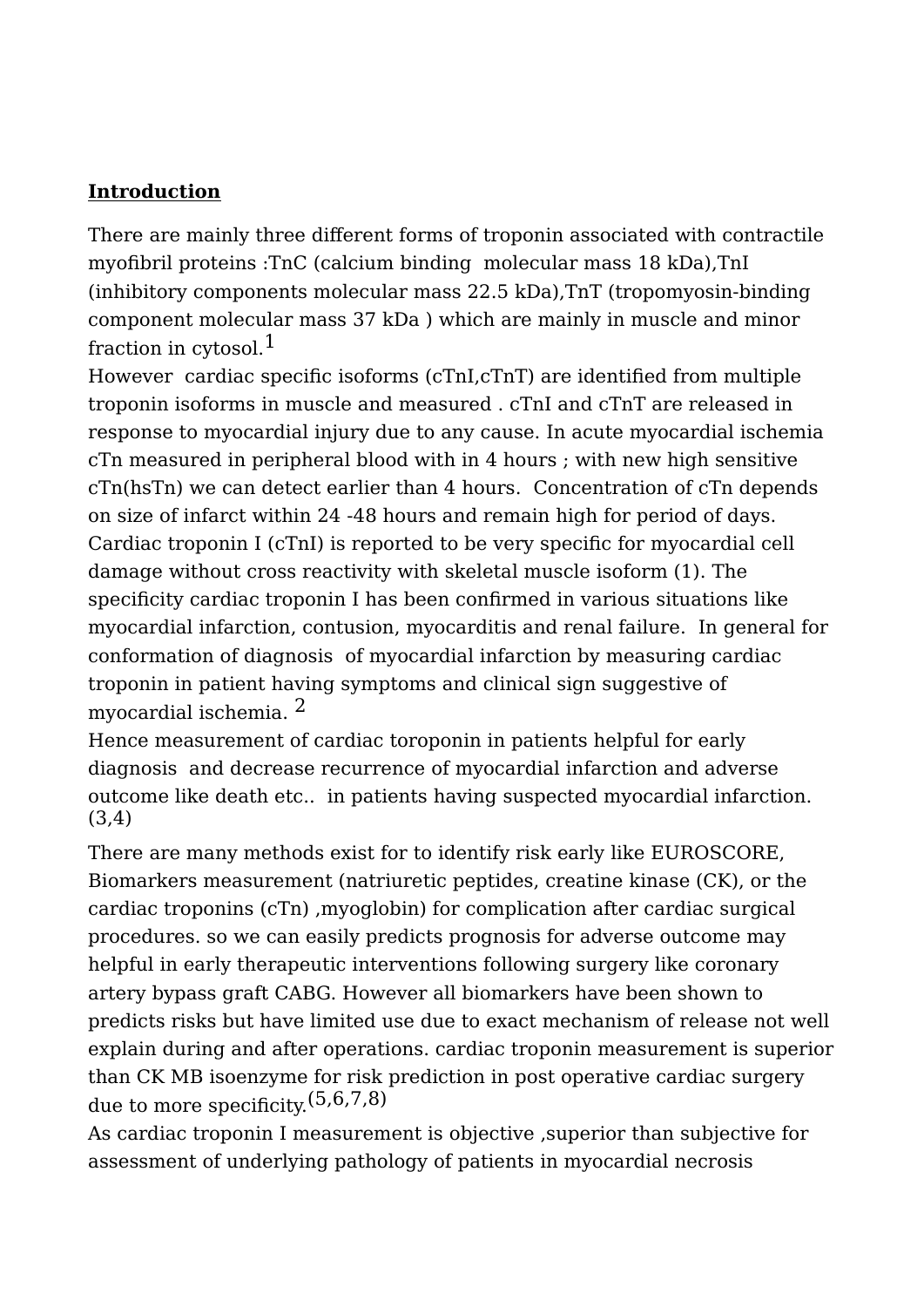**Introduction**

There are mainly three different forms of troponin associated with contractile myofibril proteins :TnC (calcium binding  molecular mass 18 kDa),TnI (inhibitory components molecular mass 22.5 kDa),TnT (tropomyosin-binding component molecular mass 37 kDa ) which are mainly in muscle and minor fraction in cytosol.[1]

However  cardiac specific isoforms (cTnI,cTnT) are identified from multiple troponin isoforms in muscle and measured . cTnI and cTnT are released in response to myocardial injury due to any cause. In acute myocardial ischemia cTn measured in peripheral blood with in 4 hours ; with new high sensitive cTn(hsTn) we can detect earlier than 4 hours.  Concentration of cTn depends on size of infarct within 24 -48 hours and remain high for period of days. Cardiac troponin I (cTnI) is reported to be very specific for myocardial cell damage without cross reactivity with skeletal muscle isoform (1). The specificity cardiac troponin I has been confirmed in various situations like myocardial infarction, contusion, myocarditis and renal failure.  In general for conformation of diagnosis  of myocardial infarction by measuring cardiac troponin in patient having symptoms and clinical sign suggestive of myocardial ischemia. [2]

Hence measurement of cardiac toroponin in patients helpful for early diagnosis  and decrease recurrence of myocardial infarction and adverse outcome like death etc..  in patients having suspected myocardial infarction. (3,4)

There are many methods exist for to identify risk early like EUROSCORE, Biomarkers measurement (natriuretic peptides, creatine kinase (CK), or the cardiac troponins (cTn) ,myoglobin) for complication after cardiac surgical procedures. so we can easily predicts prognosis for adverse outcome may helpful in early therapeutic interventions following surgery like coronary artery bypass graft CABG. However all biomarkers have been shown to predicts risks but have limited use due to exact mechanism of release not well explain during and after operations. cardiac troponin measurement is superior than CK MB isoenzyme for risk prediction in post operative cardiac surgery due to more specificity.[(5,6,7,8)]

As cardiac troponin I measurement is objective ,superior than subjective for assessment of underlying pathology of patients in myocardial necrosis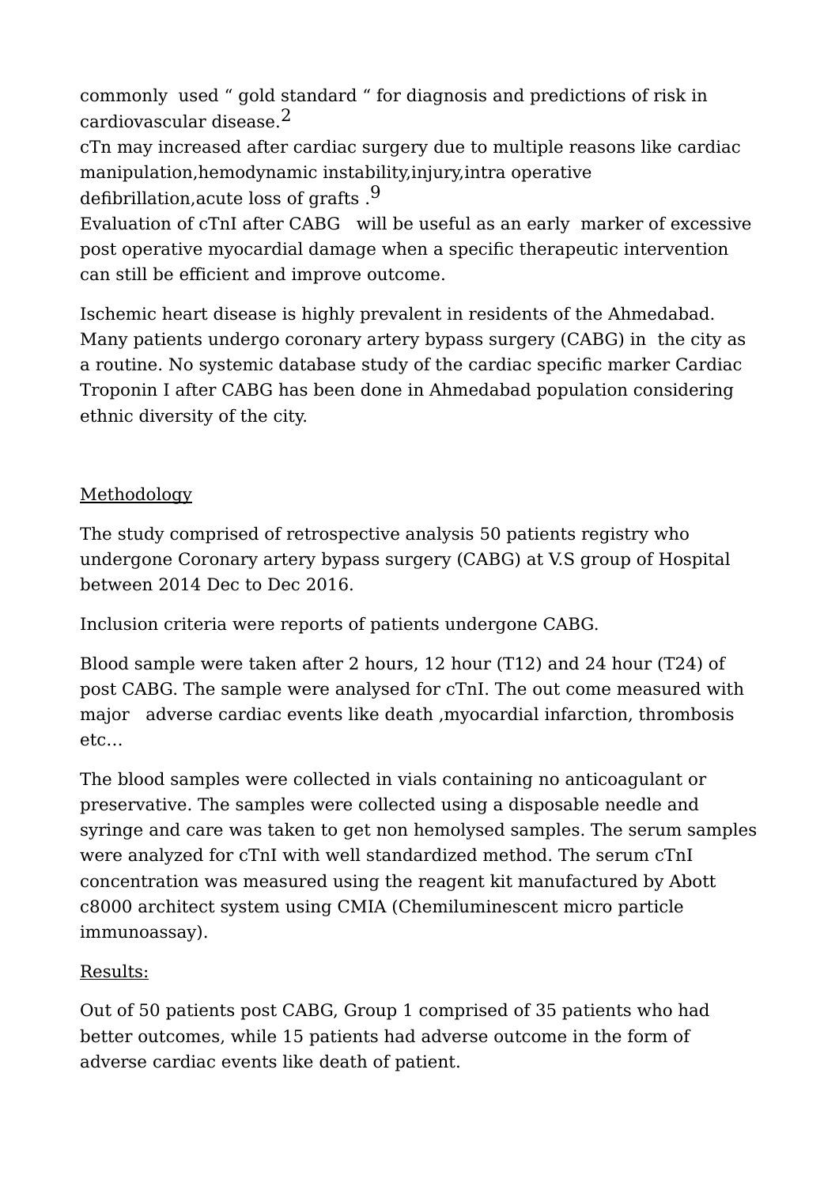commonly used " gold standard " for diagnosis and predictions of risk in cardiovascular disease.[2]

cTn may increased after cardiac surgery due to multiple reasons like cardiac manipulation,hemodynamic instability,injury,intra operative defibrillation,acute loss of grafts .[9]

Evaluation of cTnI after CABG will be useful as an early marker of excessive post operative myocardial damage when a specific therapeutic intervention can still be efficient and improve outcome.

Ischemic heart disease is highly prevalent in residents of the Ahmedabad. Many patients undergo coronary artery bypass surgery (CABG) in the city as a routine. No systemic database study of the cardiac specific marker Cardiac Troponin I after CABG has been done in Ahmedabad population considering ethnic diversity of the city.

## Methodology

The study comprised of retrospective analysis 50 patients registry who undergone Coronary artery bypass surgery (CABG) at V.S group of Hospital between 2014 Dec to Dec 2016.

Inclusion criteria were reports of patients undergone CABG.

Blood sample were taken after 2 hours, 12 hour (T12) and 24 hour (T24) of post CABG. The sample were analysed for cTnI. The out come measured with major adverse cardiac events like death ,myocardial infarction, thrombosis etc...

The blood samples were collected in vials containing no anticoagulant or preservative. The samples were collected using a disposable needle and syringe and care was taken to get non hemolysed samples. The serum samples were analyzed for cTnI with well standardized method. The serum cTnI concentration was measured using the reagent kit manufactured by Abott c8000 architect system using CMIA (Chemiluminescent micro particle immunoassay).

## Results:

Out of 50 patients post CABG, Group 1 comprised of 35 patients who had better outcomes, while 15 patients had adverse outcome in the form of adverse cardiac events like death of patient.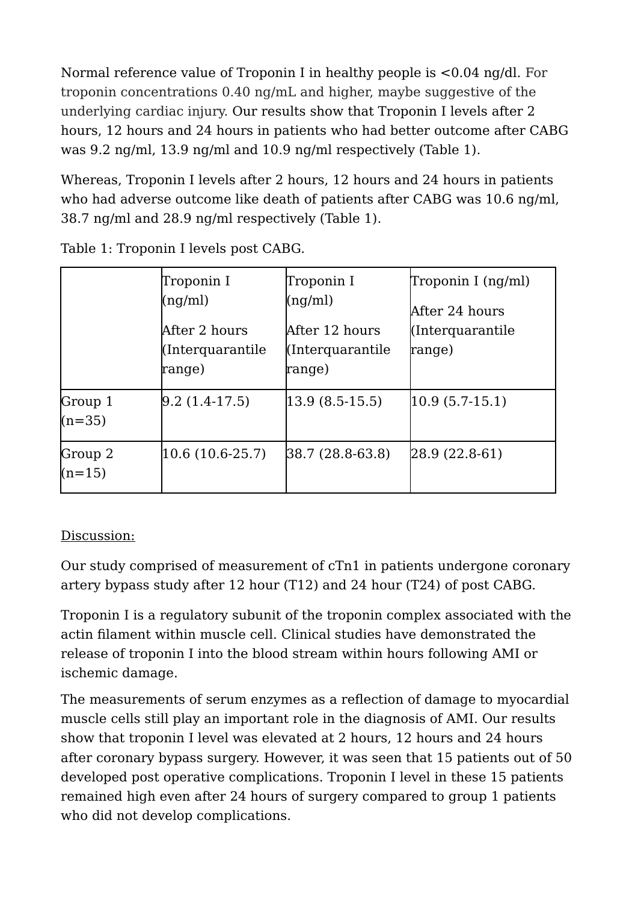Normal reference value of Troponin I in healthy people is <0.04 ng/dl. For troponin concentrations 0.40 ng/mL and higher, maybe suggestive of the underlying cardiac injury. Our results show that Troponin I levels after 2 hours, 12 hours and 24 hours in patients who had better outcome after CABG was 9.2 ng/ml, 13.9 ng/ml and 10.9 ng/ml respectively (Table 1).

Whereas, Troponin I levels after 2 hours, 12 hours and 24 hours in patients who had adverse outcome like death of patients after CABG was 10.6 ng/ml, 38.7 ng/ml and 28.9 ng/ml respectively (Table 1).

Table 1: Troponin I levels post CABG.

| | Troponin I (ng/ml) After 2 hours (Interquarantile range) | Troponin I (ng/ml) After 12 hours (Interquarantile range) | Troponin I (ng/ml) After 24 hours (Interquarantile range) |
|---|---|---|---|
| Group 1 (n=35) | 9.2 (1.4-17.5) | 13.9 (8.5-15.5) | 10.9 (5.7-15.1) |
| Group 2 (n=15) | 10.6 (10.6-25.7) | 38.7 (28.8-63.8) | 28.9 (22.8-61) |

<u>Discussion:</u>

Our study comprised of measurement of cTn1 in patients undergone coronary artery bypass study after 12 hour (T12) and 24 hour (T24) of post CABG.

Troponin I is a regulatory subunit of the troponin complex associated with the actin filament within muscle cell. Clinical studies have demonstrated the release of troponin I into the blood stream within hours following AMI or ischemic damage.

The measurements of serum enzymes as a reflection of damage to myocardial muscle cells still play an important role in the diagnosis of AMI. Our results show that troponin I level was elevated at 2 hours, 12 hours and 24 hours after coronary bypass surgery. However, it was seen that 15 patients out of 50 developed post operative complications. Troponin I level in these 15 patients remained high even after 24 hours of surgery compared to group 1 patients who did not develop complications.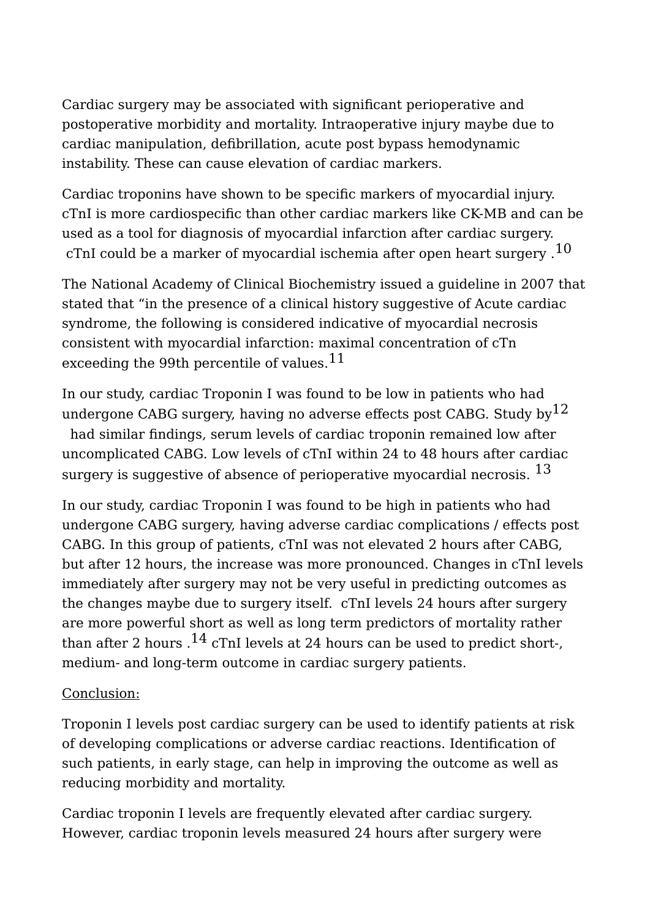Cardiac surgery may be associated with significant perioperative and postoperative morbidity and mortality. Intraoperative injury maybe due to cardiac manipulation, defibrillation, acute post bypass hemodynamic instability. These can cause elevation of cardiac markers.

Cardiac troponins have shown to be specific markers of myocardial injury. cTnI is more cardiospecific than other cardiac markers like CK-MB and can be used as a tool for diagnosis of myocardial infarction after cardiac surgery. cTnI could be a marker of myocardial ischemia after open heart surgery .[10]

The National Academy of Clinical Biochemistry issued a guideline in 2007 that stated that "in the presence of a clinical history suggestive of Acute cardiac syndrome, the following is considered indicative of myocardial necrosis consistent with myocardial infarction: maximal concentration of cTn exceeding the 99th percentile of values.[11]

In our study, cardiac Troponin I was found to be low in patients who had undergone CABG surgery, having no adverse effects post CABG. Study by[12] had similar findings, serum levels of cardiac troponin remained low after uncomplicated CABG. Low levels of cTnI within 24 to 48 hours after cardiac surgery is suggestive of absence of perioperative myocardial necrosis. [13]

In our study, cardiac Troponin I was found to be high in patients who had undergone CABG surgery, having adverse cardiac complications / effects post CABG. In this group of patients, cTnI was not elevated 2 hours after CABG, but after 12 hours, the increase was more pronounced. Changes in cTnI levels immediately after surgery may not be very useful in predicting outcomes as the changes maybe due to surgery itself. cTnI levels 24 hours after surgery are more powerful short as well as long term predictors of mortality rather than after 2 hours .[14] cTnI levels at 24 hours can be used to predict short-, medium- and long-term outcome in cardiac surgery patients.

<u>Conclusion:</u>

Troponin I levels post cardiac surgery can be used to identify patients at risk of developing complications or adverse cardiac reactions. Identification of such patients, in early stage, can help in improving the outcome as well as reducing morbidity and mortality.

Cardiac troponin I levels are frequently elevated after cardiac surgery. However, cardiac troponin levels measured 24 hours after surgery were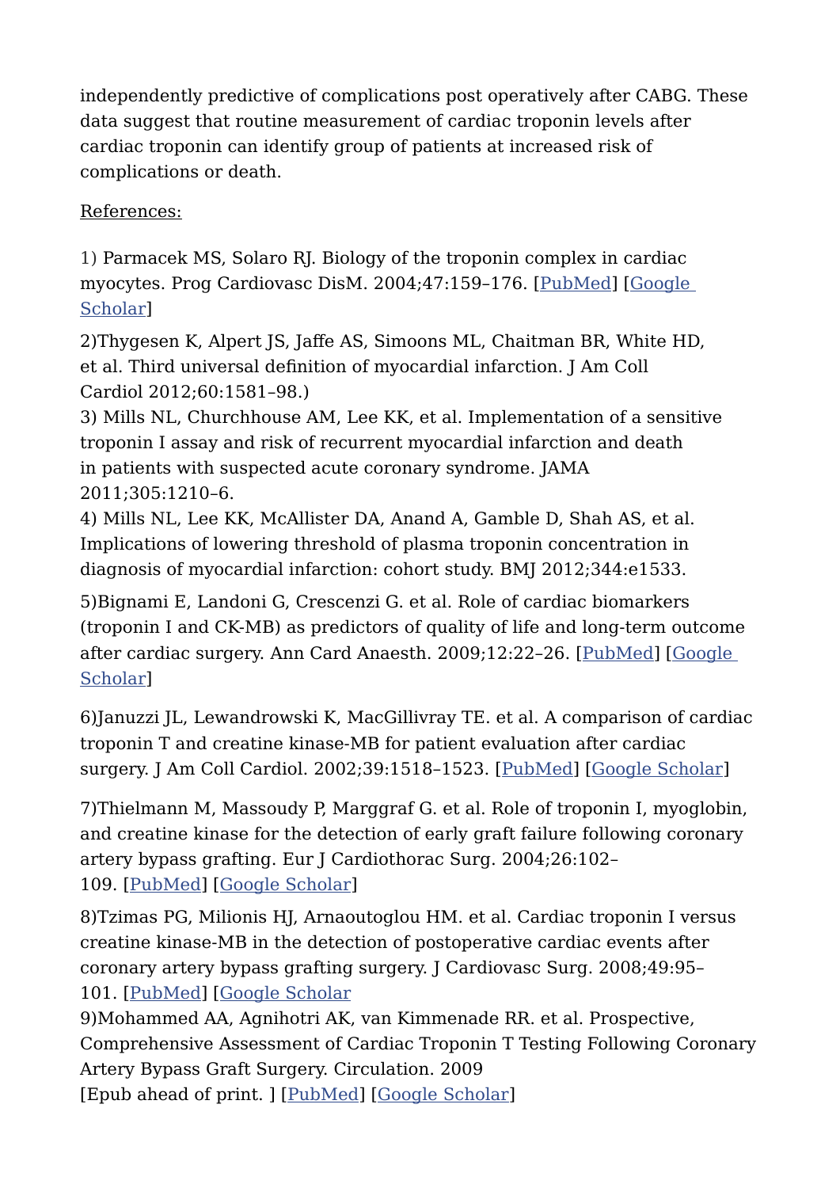independently predictive of complications post operatively after CABG. These data suggest that routine measurement of cardiac troponin levels after cardiac troponin can identify group of patients at increased risk of complications or death.

References:

1) Parmacek MS, Solaro RJ. Biology of the troponin complex in cardiac myocytes. Prog Cardiovasc DisM. 2004;47:159–176. [PubMed] [Google Scholar]

2)Thygesen K, Alpert JS, Jaffe AS, Simoons ML, Chaitman BR, White HD, et al. Third universal definition of myocardial infarction. J Am Coll Cardiol 2012;60:1581–98.)

3) Mills NL, Churchhouse AM, Lee KK, et al. Implementation of a sensitive troponin I assay and risk of recurrent myocardial infarction and death in patients with suspected acute coronary syndrome. JAMA 2011;305:1210–6.

4) Mills NL, Lee KK, McAllister DA, Anand A, Gamble D, Shah AS, et al. Implications of lowering threshold of plasma troponin concentration in diagnosis of myocardial infarction: cohort study. BMJ 2012;344:e1533.

5)Bignami E, Landoni G, Crescenzi G. et al. Role of cardiac biomarkers (troponin I and CK-MB) as predictors of quality of life and long-term outcome after cardiac surgery. Ann Card Anaesth. 2009;12:22–26. [PubMed] [Google Scholar]

6)Januzzi JL, Lewandrowski K, MacGillivray TE. et al. A comparison of cardiac troponin T and creatine kinase-MB for patient evaluation after cardiac surgery. J Am Coll Cardiol. 2002;39:1518–1523. [PubMed] [Google Scholar]

7)Thielmann M, Massoudy P, Marggraf G. et al. Role of troponin I, myoglobin, and creatine kinase for the detection of early graft failure following coronary artery bypass grafting. Eur J Cardiothorac Surg. 2004;26:102–109. [PubMed] [Google Scholar]

8)Tzimas PG, Milionis HJ, Arnaoutoglou HM. et al. Cardiac troponin I versus creatine kinase-MB in the detection of postoperative cardiac events after coronary artery bypass grafting surgery. J Cardiovasc Surg. 2008;49:95–101. [PubMed] [Google Scholar

9)Mohammed AA, Agnihotri AK, van Kimmenade RR. et al. Prospective, Comprehensive Assessment of Cardiac Troponin T Testing Following Coronary Artery Bypass Graft Surgery. Circulation. 2009 [Epub ahead of print. ] [PubMed] [Google Scholar]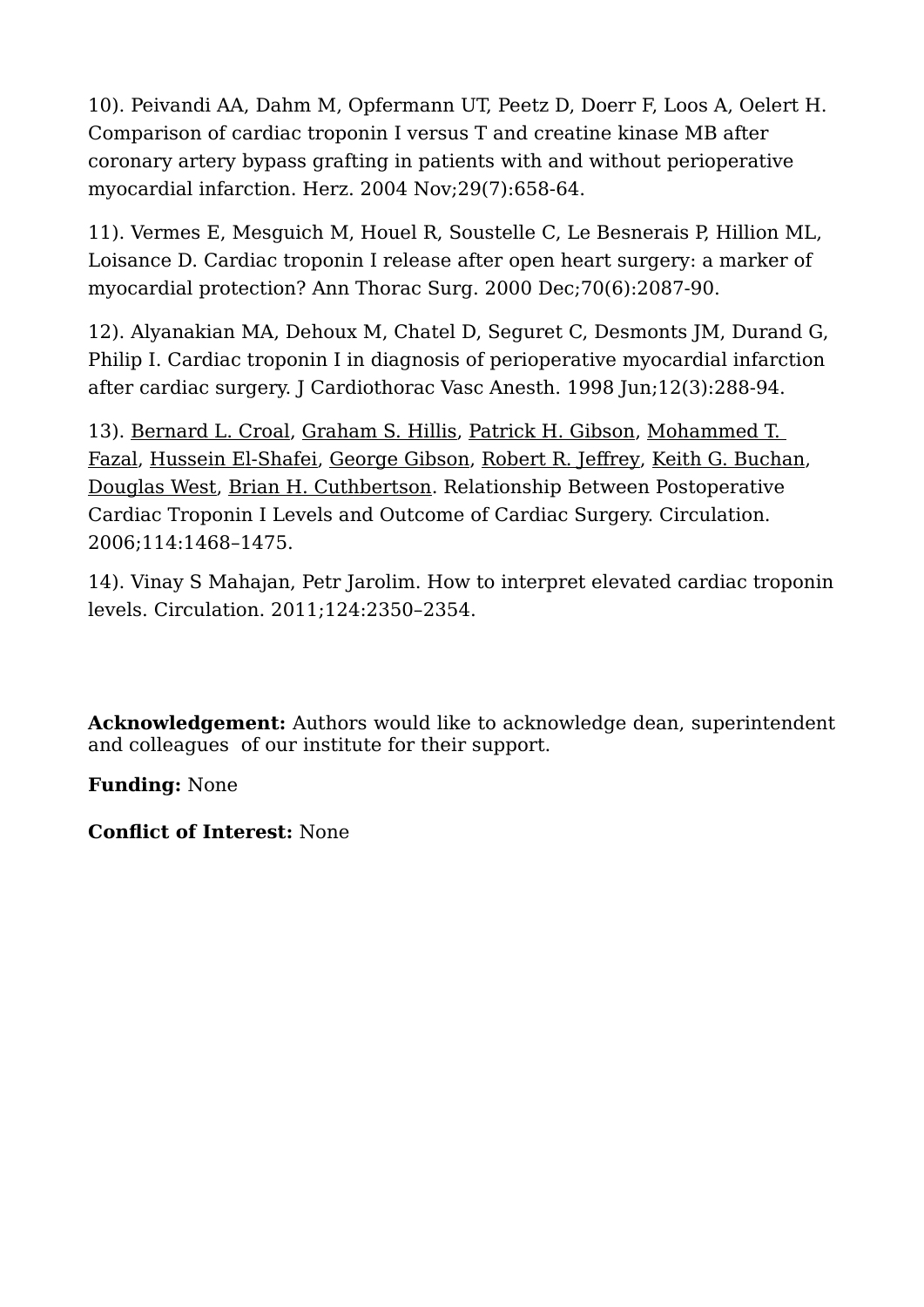10). Peivandi AA, Dahm M, Opfermann UT, Peetz D, Doerr F, Loos A, Oelert H. Comparison of cardiac troponin I versus T and creatine kinase MB after coronary artery bypass grafting in patients with and without perioperative myocardial infarction. Herz. 2004 Nov;29(7):658-64.

11). Vermes E, Mesguich M, Houel R, Soustelle C, Le Besnerais P, Hillion ML, Loisance D. Cardiac troponin I release after open heart surgery: a marker of myocardial protection? Ann Thorac Surg. 2000 Dec;70(6):2087-90.

12). Alyanakian MA, Dehoux M, Chatel D, Seguret C, Desmonts JM, Durand G, Philip I. Cardiac troponin I in diagnosis of perioperative myocardial infarction after cardiac surgery. J Cardiothorac Vasc Anesth. 1998 Jun;12(3):288-94.

13). Bernard L. Croal, Graham S. Hillis, Patrick H. Gibson, Mohammed T. Fazal, Hussein El-Shafei, George Gibson, Robert R. Jeffrey, Keith G. Buchan, Douglas West, Brian H. Cuthbertson. Relationship Between Postoperative Cardiac Troponin I Levels and Outcome of Cardiac Surgery. Circulation. 2006;114:1468–1475.

14). Vinay S Mahajan, Petr Jarolim. How to interpret elevated cardiac troponin levels. Circulation. 2011;124:2350–2354.

**Acknowledgement:** Authors would like to acknowledge dean, superintendent and colleagues of our institute for their support.

**Funding:** None

**Conflict of Interest:** None